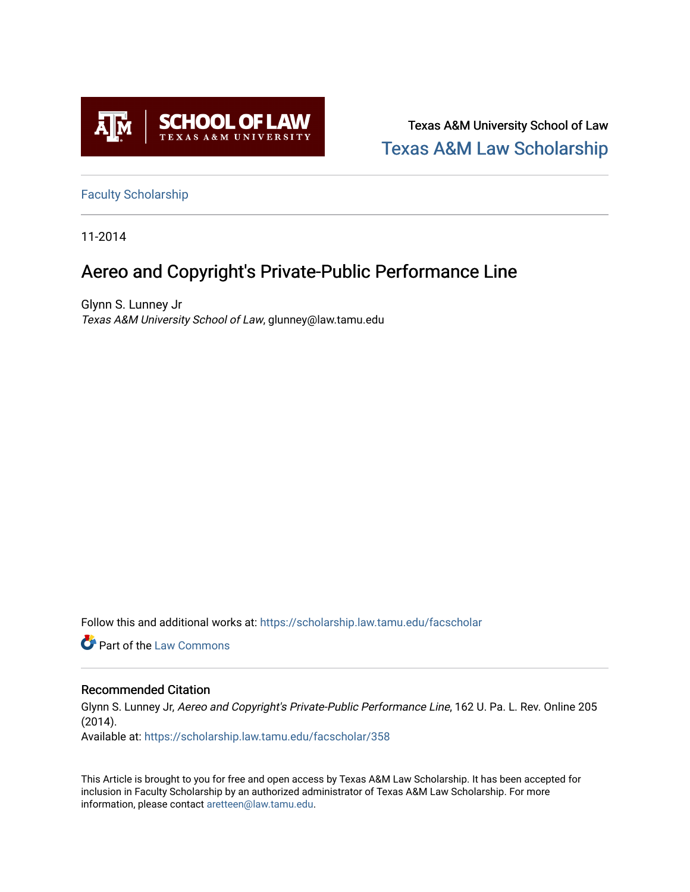Texas A&M University School of Law

Texas A&M Law Scholarship

Faculty Scholarship

11-2014

# Aereo and Copyright's Private-Public Performance Line

Glynn S. Lunney Jr

*Texas A&M University School of Law*, glunney@law.tamu.edu

Follow this and additional works at: https://scholarship.law.tamu.edu/facscholar

Part of the Law Commons

## Recommended Citation

Glynn S. Lunney Jr, *Aereo and Copyright's Private-Public Performance Line*, 162 U. Pa. L. Rev. Online 205 (2014).

Available at: https://scholarship.law.tamu.edu/facscholar/358

This Article is brought to you for free and open access by Texas A&M Law Scholarship. It has been accepted for inclusion in Faculty Scholarship by an authorized administrator of Texas A&M Law Scholarship. For more information, please contact aretteen@law.tamu.edu.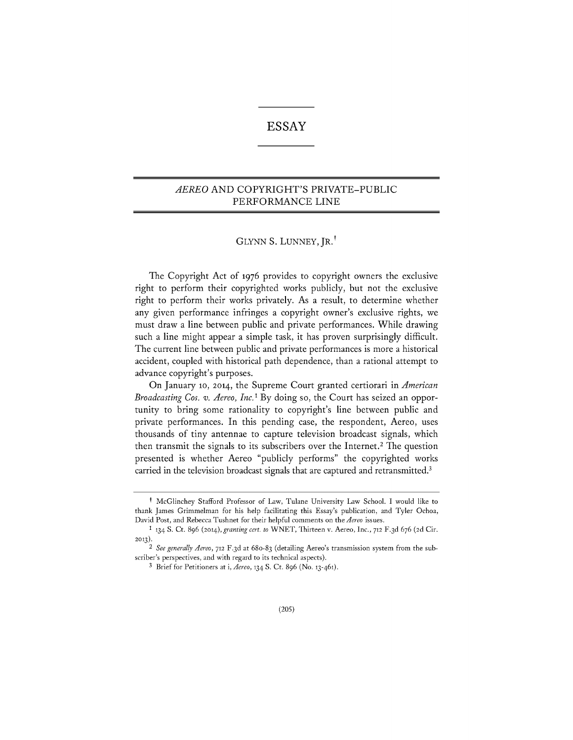# ESSAY

## *AEREO* AND COPYRIGHT'S PRIVATE–PUBLIC PERFORMANCE LINE

GLYNN S. LUNNEY, JR.†

The Copyright Act of 1976 provides to copyright owners the exclusive right to perform their copyrighted works publicly, but not the exclusive right to perform their works privately. As a result, to determine whether any given performance infringes a copyright owner's exclusive rights, we must draw a line between public and private performances. While drawing such a line might appear a simple task, it has proven surprisingly difficult. The current line between public and private performances is more a historical accident, coupled with historical path dependence, than a rational attempt to advance copyright's purposes.

On January 10, 2014, the Supreme Court granted certiorari in *American Broadcasting Cos. v. Aereo, Inc.*[1] By doing so, the Court has seized an opportunity to bring some rationality to copyright's line between public and private performances. In this pending case, the respondent, Aereo, uses thousands of tiny antennae to capture television broadcast signals, which then transmit the signals to its subscribers over the Internet.[2] The question presented is whether Aereo "publicly performs" the copyrighted works carried in the television broadcast signals that are captured and retransmitted.[3]

---

† McGlinchey Stafford Professor of Law, Tulane University Law School. I would like to thank James Grimmelman for his help facilitating this Essay's publication, and Tyler Ochoa, David Post, and Rebecca Tushnet for their helpful comments on the *Aereo* issues.

[1] 134 S. Ct. 896 (2014), *granting cert. to* WNET, Thirteen v. Aereo, Inc., 712 F.3d 676 (2d Cir. 2013).

[2] *See generally Aereo*, 712 F.3d at 680-83 (detailing Aereo's transmission system from the subscriber's perspectives, and with regard to its technical aspects).

[3] Brief for Petitioners at i, *Aereo*, 134 S. Ct. 896 (No. 13-461).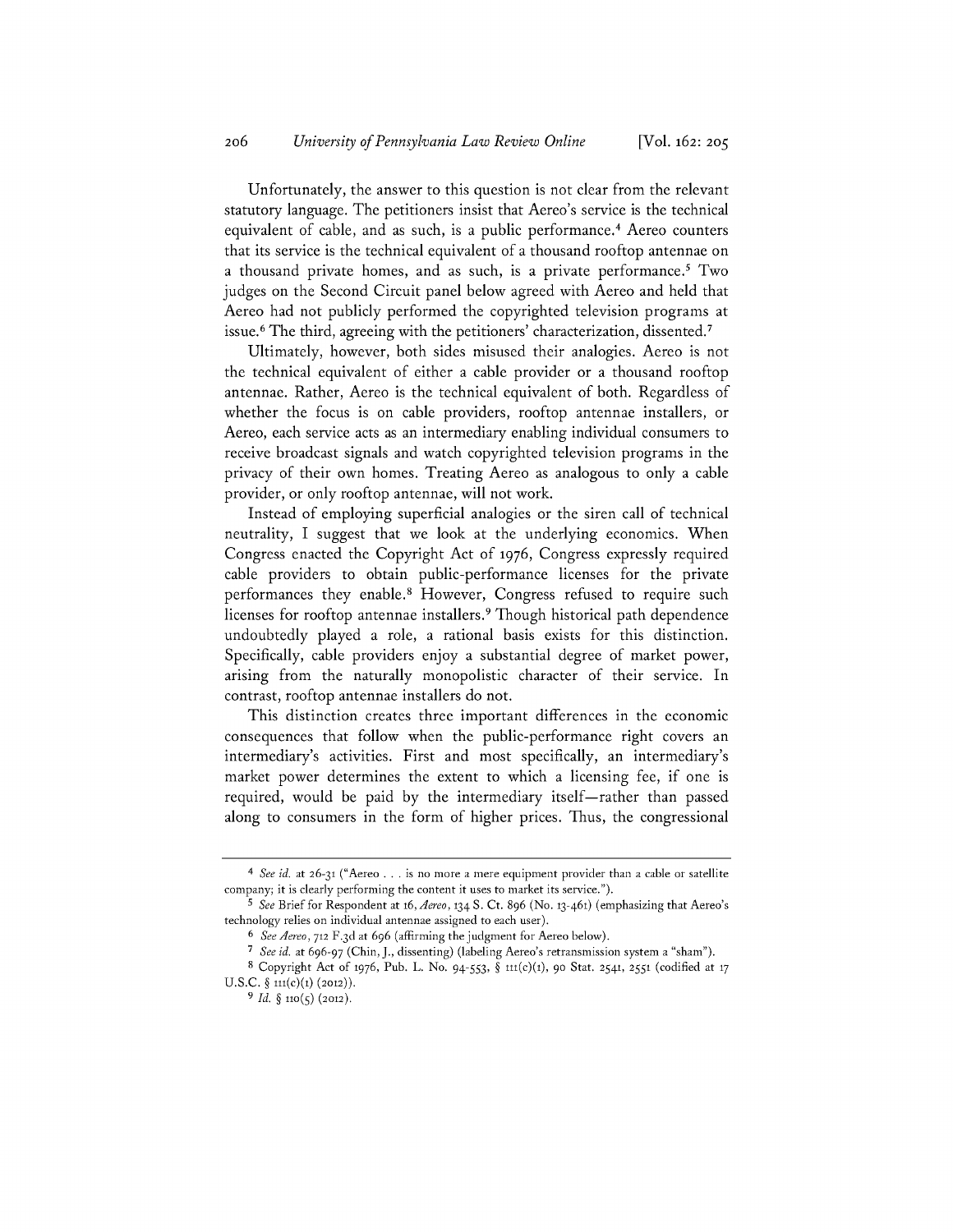Unfortunately, the answer to this question is not clear from the relevant statutory language. The petitioners insist that Aereo's service is the technical equivalent of cable, and as such, is a public performance.[4] Aereo counters that its service is the technical equivalent of a thousand rooftop antennae on a thousand private homes, and as such, is a private performance.[5] Two judges on the Second Circuit panel below agreed with Aereo and held that Aereo had not publicly performed the copyrighted television programs at issue.[6] The third, agreeing with the petitioners' characterization, dissented.[7]

Ultimately, however, both sides misused their analogies. Aereo is not the technical equivalent of either a cable provider or a thousand rooftop antennae. Rather, Aereo is the technical equivalent of both. Regardless of whether the focus is on cable providers, rooftop antennae installers, or Aereo, each service acts as an intermediary enabling individual consumers to receive broadcast signals and watch copyrighted television programs in the privacy of their own homes. Treating Aereo as analogous to only a cable provider, or only rooftop antennae, will not work.

Instead of employing superficial analogies or the siren call of technical neutrality, I suggest that we look at the underlying economics. When Congress enacted the Copyright Act of 1976, Congress expressly required cable providers to obtain public-performance licenses for the private performances they enable.[8] However, Congress refused to require such licenses for rooftop antennae installers.[9] Though historical path dependence undoubtedly played a role, a rational basis exists for this distinction. Specifically, cable providers enjoy a substantial degree of market power, arising from the naturally monopolistic character of their service. In contrast, rooftop antennae installers do not.

This distinction creates three important differences in the economic consequences that follow when the public-performance right covers an intermediary's activities. First and most specifically, an intermediary's market power determines the extent to which a licensing fee, if one is required, would be paid by the intermediary itself—rather than passed along to consumers in the form of higher prices. Thus, the congressional

---

[4] *See id.* at 26-31 ("Aereo . . . is no more a mere equipment provider than a cable or satellite company; it is clearly performing the content it uses to market its service.").

[5] *See* Brief for Respondent at 16, *Aereo*, 134 S. Ct. 896 (No. 13-461) (emphasizing that Aereo's technology relies on individual antennae assigned to each user).

[6] *See Aereo*, 712 F.3d at 696 (affirming the judgment for Aereo below).

[7] *See id.* at 696-97 (Chin, J., dissenting) (labeling Aereo's retransmission system a "sham").

[8] Copyright Act of 1976, Pub. L. No. 94-553, § 111(c)(1), 90 Stat. 2541, 2551 (codified at 17 U.S.C. § 111(c)(1) (2012)).

[9] *Id.* § 110(5) (2012).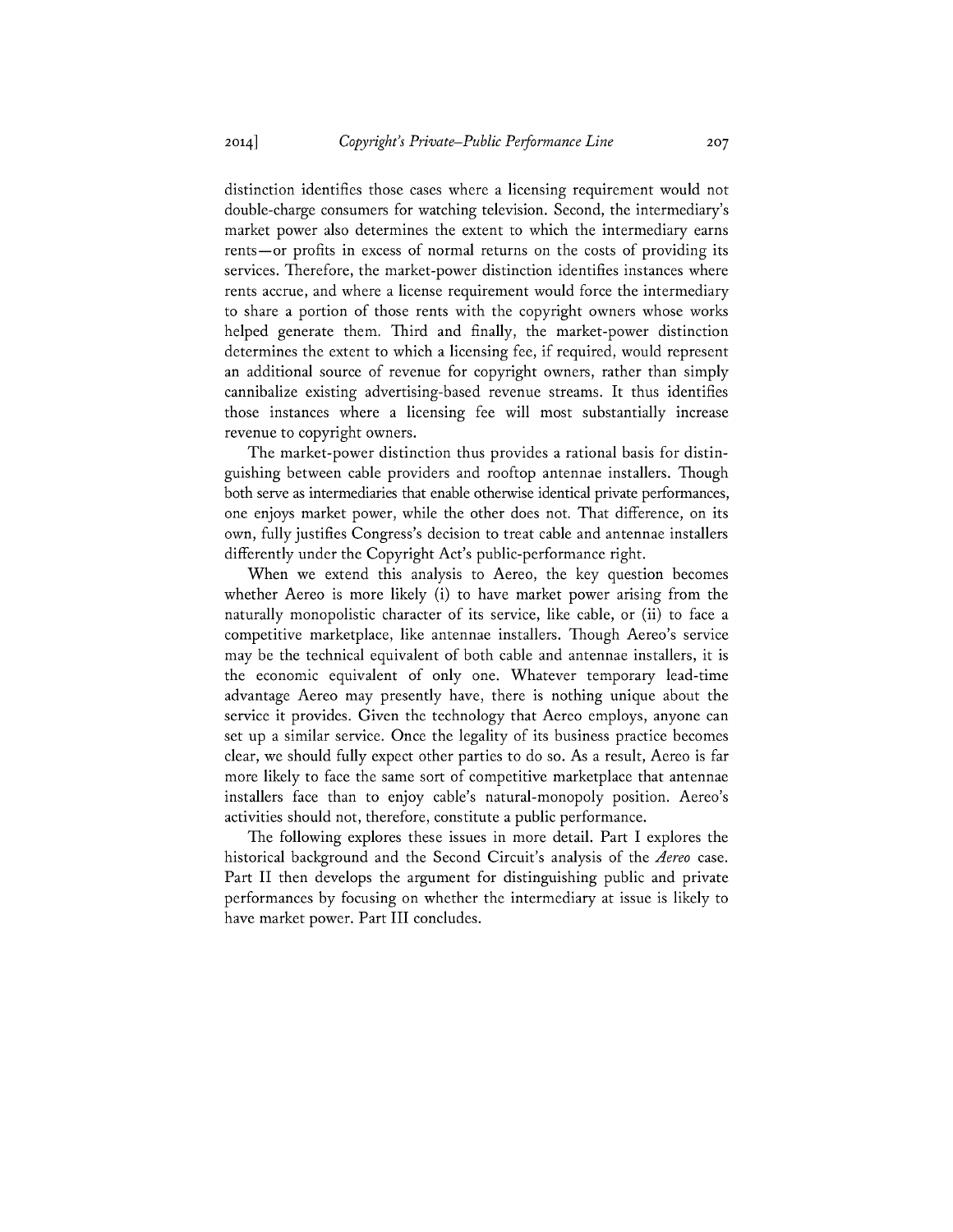distinction identifies those cases where a licensing requirement would not double-charge consumers for watching television. Second, the intermediary's market power also determines the extent to which the intermediary earns rents—or profits in excess of normal returns on the costs of providing its services. Therefore, the market-power distinction identifies instances where rents accrue, and where a license requirement would force the intermediary to share a portion of those rents with the copyright owners whose works helped generate them. Third and finally, the market-power distinction determines the extent to which a licensing fee, if required, would represent an additional source of revenue for copyright owners, rather than simply cannibalize existing advertising-based revenue streams. It thus identifies those instances where a licensing fee will most substantially increase revenue to copyright owners.

The market-power distinction thus provides a rational basis for distinguishing between cable providers and rooftop antennae installers. Though both serve as intermediaries that enable otherwise identical private performances, one enjoys market power, while the other does not. That difference, on its own, fully justifies Congress's decision to treat cable and antennae installers differently under the Copyright Act's public-performance right.

When we extend this analysis to Aereo, the key question becomes whether Aereo is more likely (i) to have market power arising from the naturally monopolistic character of its service, like cable, or (ii) to face a competitive marketplace, like antennae installers. Though Aereo's service may be the technical equivalent of both cable and antennae installers, it is the economic equivalent of only one. Whatever temporary lead-time advantage Aereo may presently have, there is nothing unique about the service it provides. Given the technology that Aereo employs, anyone can set up a similar service. Once the legality of its business practice becomes clear, we should fully expect other parties to do so. As a result, Aereo is far more likely to face the same sort of competitive marketplace that antennae installers face than to enjoy cable's natural-monopoly position. Aereo's activities should not, therefore, constitute a public performance.

The following explores these issues in more detail. Part I explores the historical background and the Second Circuit's analysis of the *Aereo* case. Part II then develops the argument for distinguishing public and private performances by focusing on whether the intermediary at issue is likely to have market power. Part III concludes.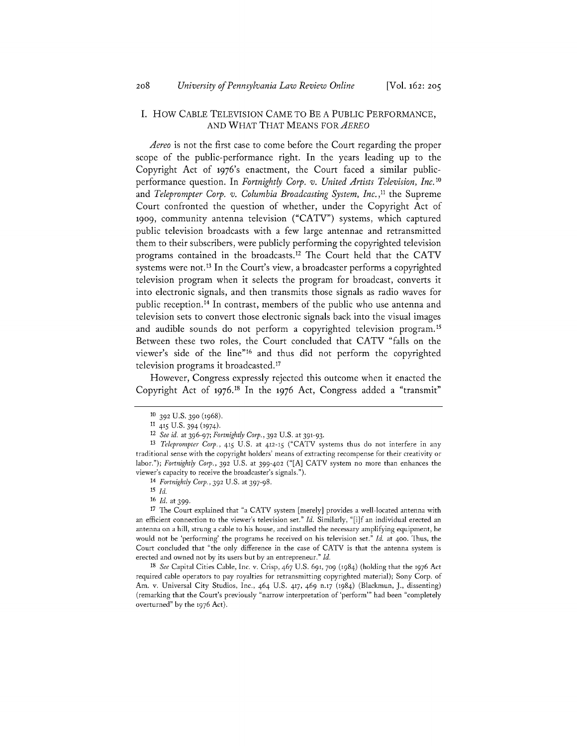## I. HOW CABLE TELEVISION CAME TO BE A PUBLIC PERFORMANCE, AND WHAT THAT MEANS FOR *AEREO*

*Aereo* is not the first case to come before the Court regarding the proper scope of the public-performance right. In the years leading up to the Copyright Act of 1976's enactment, the Court faced a similar public-performance question. In *Fortnightly Corp. v. United Artists Television, Inc.*[10] and *Teleprompter Corp. v. Columbia Broadcasting System, Inc.*,[11] the Supreme Court confronted the question of whether, under the Copyright Act of 1909, community antenna television ("CATV") systems, which captured public television broadcasts with a few large antennae and retransmitted them to their subscribers, were publicly performing the copyrighted television programs contained in the broadcasts.[12] The Court held that the CATV systems were not.[13] In the Court's view, a broadcaster performs a copyrighted television program when it selects the program for broadcast, converts it into electronic signals, and then transmits those signals as radio waves for public reception.[14] In contrast, members of the public who use antenna and television sets to convert those electronic signals back into the visual images and audible sounds do not perform a copyrighted television program.[15] Between these two roles, the Court concluded that CATV "falls on the viewer's side of the line"[16] and thus did not perform the copyrighted television programs it broadcasted.[17]

However, Congress expressly rejected this outcome when it enacted the Copyright Act of 1976.[18] In the 1976 Act, Congress added a "transmit"

---

[10] 392 U.S. 390 (1968).

[11] 415 U.S. 394 (1974).

[12] *See id.* at 396-97; *Fortnightly Corp.*, 392 U.S. at 391-93.

[13] *Teleprompter Corp.*, 415 U.S. at 412-15 ("CATV systems thus do not interfere in any traditional sense with the copyright holders' means of extracting recompense for their creativity or labor."); *Fortnightly Corp.*, 392 U.S. at 399-402 ("[A] CATV system no more than enhances the viewer's capacity to receive the broadcaster's signals.").

[14] *Fortnightly Corp.*, 392 U.S. at 397-98.

[15] *Id.*

[16] *Id.* at 399.

[17] The Court explained that "a CATV system [merely] provides a well-located antenna with an efficient connection to the viewer's television set." *Id.* Similarly, "[i]f an individual erected an antenna on a hill, strung a cable to his house, and installed the necessary amplifying equipment, he would not be 'performing' the programs he received on his television set." *Id.* at 400. Thus, the Court concluded that "the only difference in the case of CATV is that the antenna system is erected and owned not by its users but by an entrepreneur." *Id.*

[18] *See* Capital Cities Cable, Inc. v. Crisp, 467 U.S. 691, 709 (1984) (holding that the 1976 Act required cable operators to pay royalties for retransmitting copyrighted material); Sony Corp. of Am. v. Universal City Studios, Inc., 464 U.S. 417, 469 n.17 (1984) (Blackmun, J., dissenting) (remarking that the Court's previously "narrow interpretation of 'perform'" had been "completely overturned" by the 1976 Act).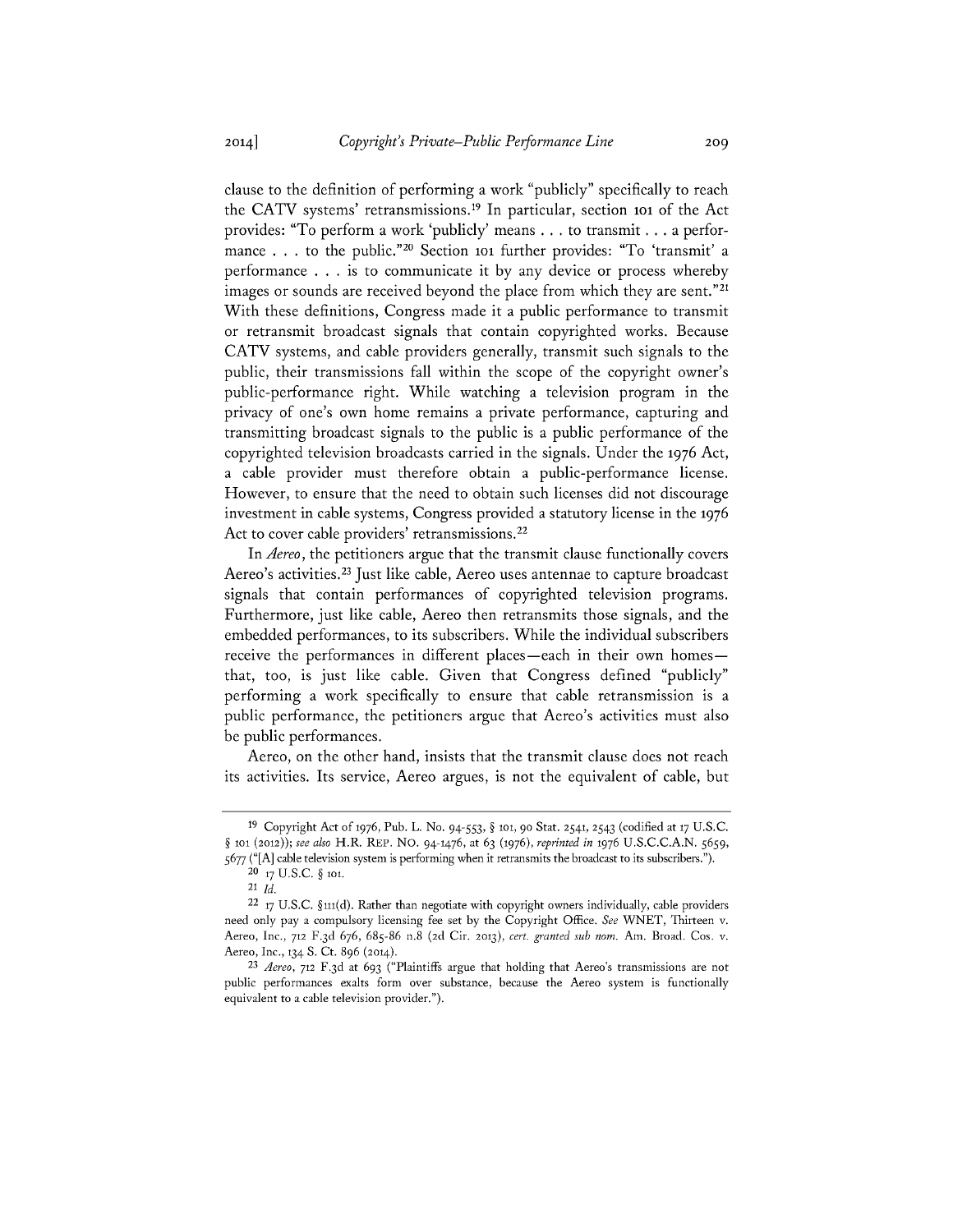clause to the definition of performing a work "publicly" specifically to reach the CATV systems' retransmissions.[19] In particular, section 101 of the Act provides: "To perform a work 'publicly' means . . . to transmit . . . a performance . . . to the public."[20] Section 101 further provides: "To 'transmit' a performance . . . is to communicate it by any device or process whereby images or sounds are received beyond the place from which they are sent."[21] With these definitions, Congress made it a public performance to transmit or retransmit broadcast signals that contain copyrighted works. Because CATV systems, and cable providers generally, transmit such signals to the public, their transmissions fall within the scope of the copyright owner's public-performance right. While watching a television program in the privacy of one's own home remains a private performance, capturing and transmitting broadcast signals to the public is a public performance of the copyrighted television broadcasts carried in the signals. Under the 1976 Act, a cable provider must therefore obtain a public-performance license. However, to ensure that the need to obtain such licenses did not discourage investment in cable systems, Congress provided a statutory license in the 1976 Act to cover cable providers' retransmissions.[22]

In *Aereo*, the petitioners argue that the transmit clause functionally covers Aereo's activities.[23] Just like cable, Aereo uses antennae to capture broadcast signals that contain performances of copyrighted television programs. Furthermore, just like cable, Aereo then retransmits those signals, and the embedded performances, to its subscribers. While the individual subscribers receive the performances in different places—each in their own homes—that, too, is just like cable. Given that Congress defined "publicly" performing a work specifically to ensure that cable retransmission is a public performance, the petitioners argue that Aereo's activities must also be public performances.

Aereo, on the other hand, insists that the transmit clause does not reach its activities. Its service, Aereo argues, is not the equivalent of cable, but

---

[19] Copyright Act of 1976, Pub. L. No. 94-553, § 101, 90 Stat. 2541, 2543 (codified at 17 U.S.C. § 101 (2012)); *see also* H.R. REP. NO. 94-1476, at 63 (1976), *reprinted in* 1976 U.S.C.C.A.N. 5659, 5677 ("[A] cable television system is performing when it retransmits the broadcast to its subscribers.").

[20] 17 U.S.C. § 101.

[21] *Id.*

[22] 17 U.S.C. §111(d). Rather than negotiate with copyright owners individually, cable providers need only pay a compulsory licensing fee set by the Copyright Office. *See* WNET, Thirteen v. Aereo, Inc., 712 F.3d 676, 685-86 n.8 (2d Cir. 2013), *cert. granted sub nom.* Am. Broad. Cos. v. Aereo, Inc., 134 S. Ct. 896 (2014).

[23] *Aereo*, 712 F.3d at 693 ("Plaintiffs argue that holding that Aereo's transmissions are not public performances exalts form over substance, because the Aereo system is functionally equivalent to a cable television provider.").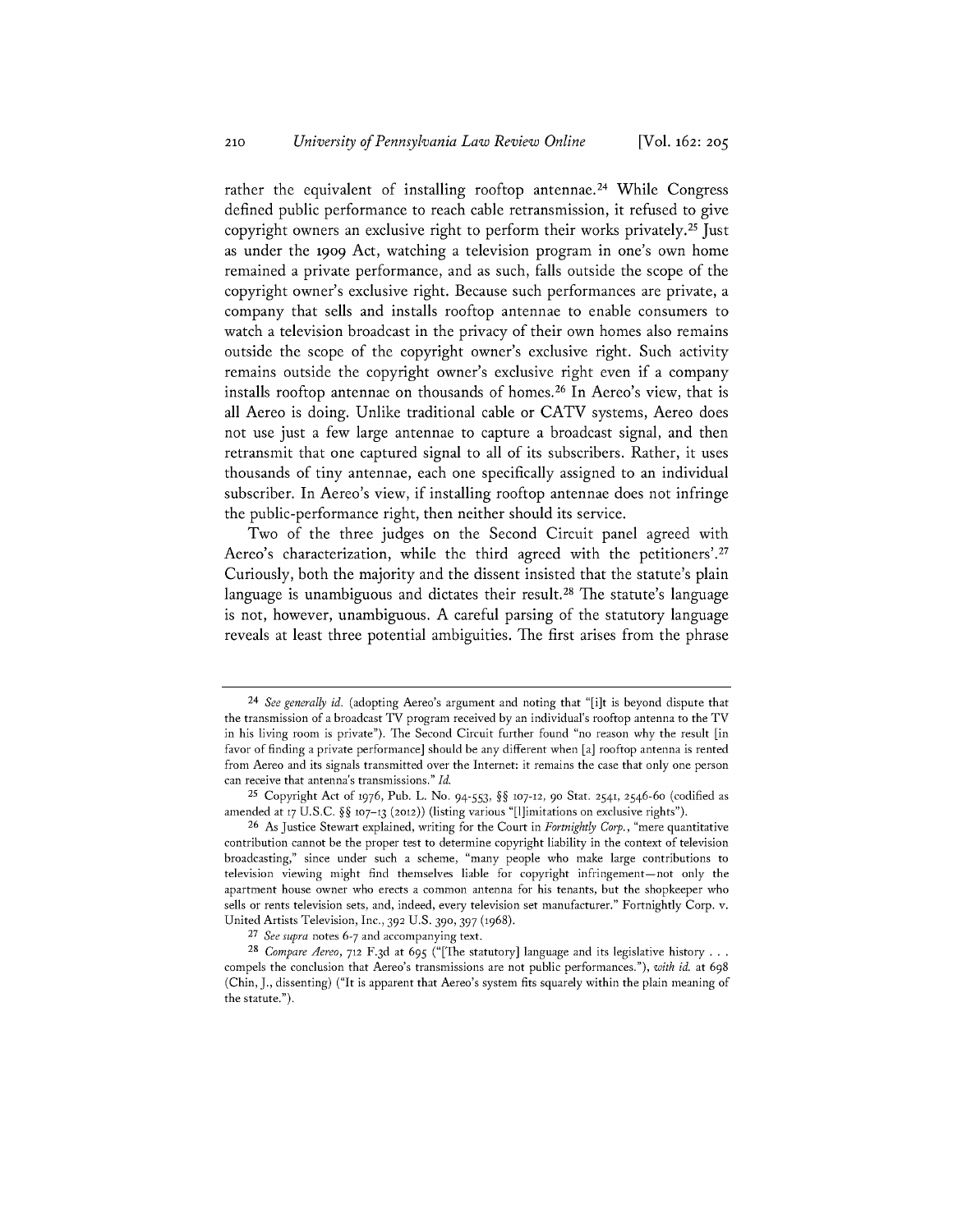rather the equivalent of installing rooftop antennae.[24] While Congress defined public performance to reach cable retransmission, it refused to give copyright owners an exclusive right to perform their works privately.[25] Just as under the 1909 Act, watching a television program in one's own home remained a private performance, and as such, falls outside the scope of the copyright owner's exclusive right. Because such performances are private, a company that sells and installs rooftop antennae to enable consumers to watch a television broadcast in the privacy of their own homes also remains outside the scope of the copyright owner's exclusive right. Such activity remains outside the copyright owner's exclusive right even if a company installs rooftop antennae on thousands of homes.[26] In Aereo's view, that is all Aereo is doing. Unlike traditional cable or CATV systems, Aereo does not use just a few large antennae to capture a broadcast signal, and then retransmit that one captured signal to all of its subscribers. Rather, it uses thousands of tiny antennae, each one specifically assigned to an individual subscriber. In Aereo's view, if installing rooftop antennae does not infringe the public-performance right, then neither should its service.

Two of the three judges on the Second Circuit panel agreed with Aereo's characterization, while the third agreed with the petitioners'.[27] Curiously, both the majority and the dissent insisted that the statute's plain language is unambiguous and dictates their result.[28] The statute's language is not, however, unambiguous. A careful parsing of the statutory language reveals at least three potential ambiguities. The first arises from the phrase

---

[24] *See generally id.* (adopting Aereo's argument and noting that "[i]t is beyond dispute that the transmission of a broadcast TV program received by an individual's rooftop antenna to the TV in his living room is private"). The Second Circuit further found "no reason why the result [in favor of finding a private performance] should be any different when [a] rooftop antenna is rented from Aereo and its signals transmitted over the Internet: it remains the case that only one person can receive that antenna's transmissions." *Id.*

[25] Copyright Act of 1976, Pub. L. No. 94-553, §§ 107-12, 90 Stat. 2541, 2546-60 (codified as amended at 17 U.S.C. §§ 107–13 (2012)) (listing various "[l]imitations on exclusive rights").

[26] As Justice Stewart explained, writing for the Court in *Fortnightly Corp.*, "mere quantitative contribution cannot be the proper test to determine copyright liability in the context of television broadcasting," since under such a scheme, "many people who make large contributions to television viewing might find themselves liable for copyright infringement—not only the apartment house owner who erects a common antenna for his tenants, but the shopkeeper who sells or rents television sets, and, indeed, every television set manufacturer." Fortnightly Corp. v. United Artists Television, Inc., 392 U.S. 390, 397 (1968).

[27] *See supra* notes 6-7 and accompanying text.

[28] *Compare Aereo*, 712 F.3d at 695 ("[The statutory] language and its legislative history . . . compels the conclusion that Aereo's transmissions are not public performances."), *with id.* at 698 (Chin, J., dissenting) ("It is apparent that Aereo's system fits squarely within the plain meaning of the statute.").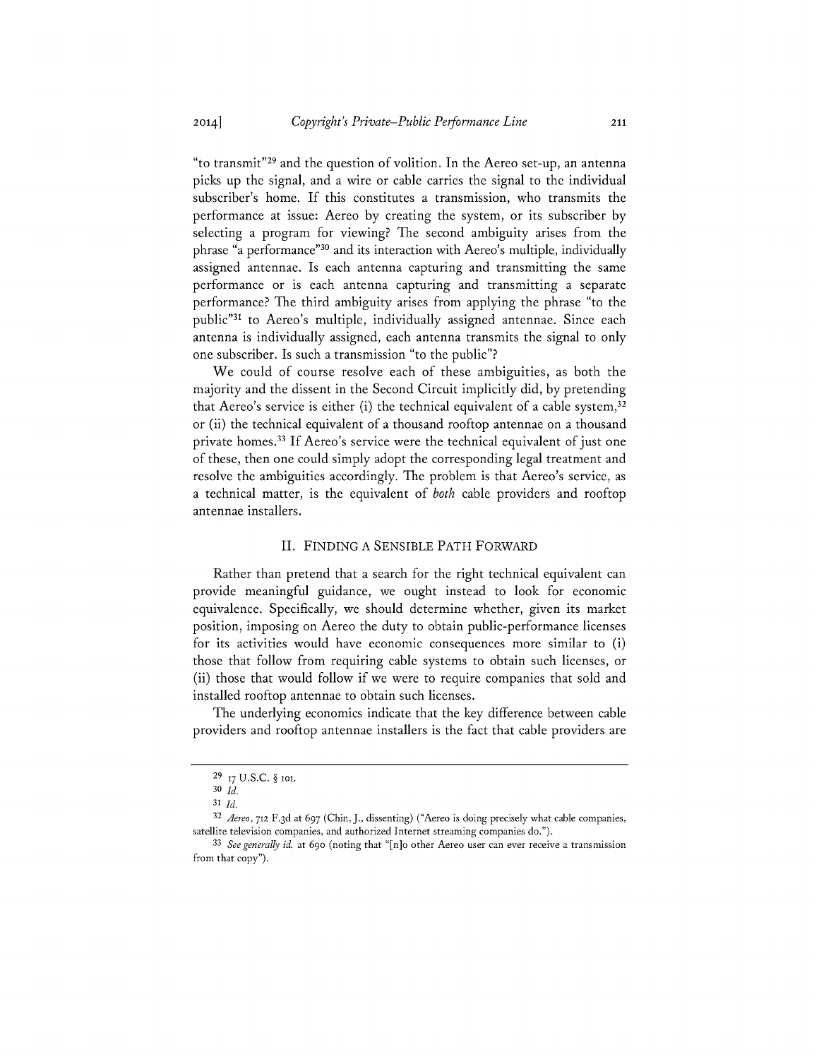"to transmit"[29] and the question of volition. In the Aereo set-up, an antenna picks up the signal, and a wire or cable carries the signal to the individual subscriber's home. If this constitutes a transmission, who transmits the performance at issue: Aereo by creating the system, or its subscriber by selecting a program for viewing? The second ambiguity arises from the phrase "a performance"[30] and its interaction with Aereo's multiple, individually assigned antennae. Is each antenna capturing and transmitting the same performance or is each antenna capturing and transmitting a separate performance? The third ambiguity arises from applying the phrase "to the public"[31] to Aereo's multiple, individually assigned antennae. Since each antenna is individually assigned, each antenna transmits the signal to only one subscriber. Is such a transmission "to the public"?

We could of course resolve each of these ambiguities, as both the majority and the dissent in the Second Circuit implicitly did, by pretending that Aereo's service is either (i) the technical equivalent of a cable system,[32] or (ii) the technical equivalent of a thousand rooftop antennae on a thousand private homes.[33] If Aereo's service were the technical equivalent of just one of these, then one could simply adopt the corresponding legal treatment and resolve the ambiguities accordingly. The problem is that Aereo's service, as a technical matter, is the equivalent of *both* cable providers and rooftop antennae installers.

## II. Finding a Sensible Path Forward

Rather than pretend that a search for the right technical equivalent can provide meaningful guidance, we ought instead to look for economic equivalence. Specifically, we should determine whether, given its market position, imposing on Aereo the duty to obtain public-performance licenses for its activities would have economic consequences more similar to (i) those that follow from requiring cable systems to obtain such licenses, or (ii) those that would follow if we were to require companies that sold and installed rooftop antennae to obtain such licenses.

The underlying economics indicate that the key difference between cable providers and rooftop antennae installers is the fact that cable providers are

---

29 17 U.S.C. § 101.

30 *Id.*

31 *Id.*

32 *Aereo*, 712 F.3d at 697 (Chin, J., dissenting) ("Aereo is doing precisely what cable companies, satellite television companies, and authorized Internet streaming companies do.").

33 *See generally id.* at 690 (noting that "[n]o other Aereo user can ever receive a transmission from that copy").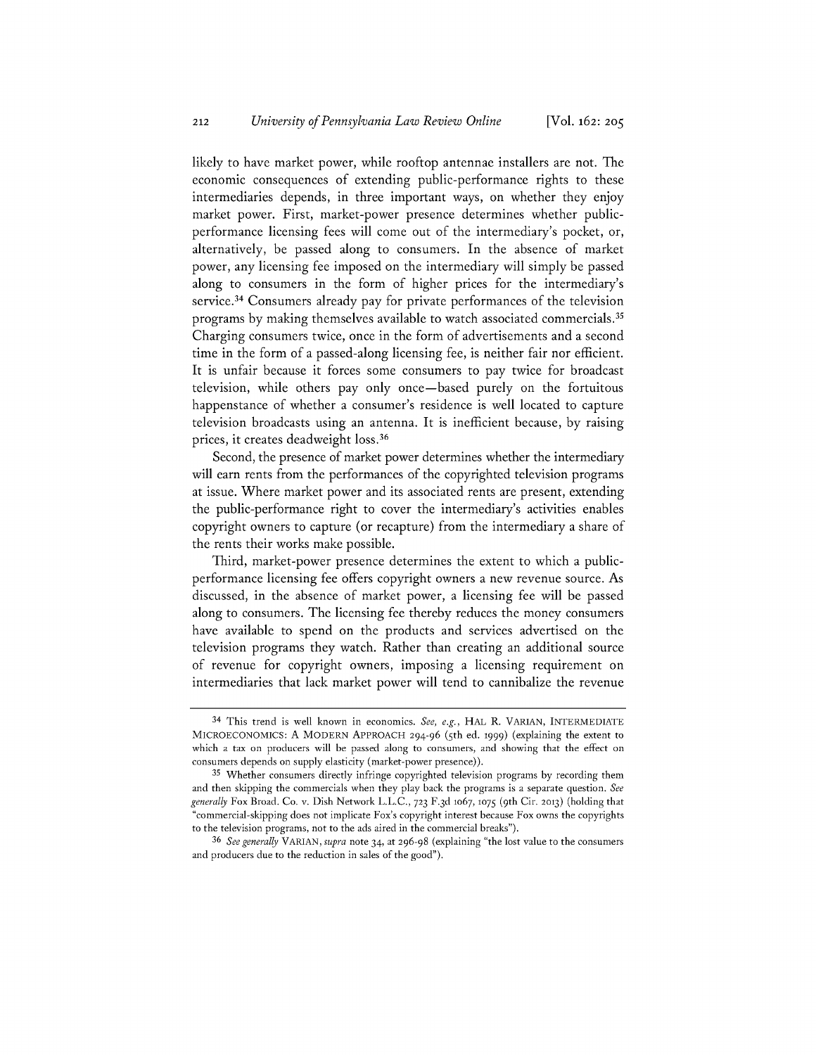likely to have market power, while rooftop antennae installers are not. The economic consequences of extending public-performance rights to these intermediaries depends, in three important ways, on whether they enjoy market power. First, market-power presence determines whether public-performance licensing fees will come out of the intermediary's pocket, or, alternatively, be passed along to consumers. In the absence of market power, any licensing fee imposed on the intermediary will simply be passed along to consumers in the form of higher prices for the intermediary's service.[34] Consumers already pay for private performances of the television programs by making themselves available to watch associated commercials.[35] Charging consumers twice, once in the form of advertisements and a second time in the form of a passed-along licensing fee, is neither fair nor efficient. It is unfair because it forces some consumers to pay twice for broadcast television, while others pay only once—based purely on the fortuitous happenstance of whether a consumer's residence is well located to capture television broadcasts using an antenna. It is inefficient because, by raising prices, it creates deadweight loss.[36]

Second, the presence of market power determines whether the intermediary will earn rents from the performances of the copyrighted television programs at issue. Where market power and its associated rents are present, extending the public-performance right to cover the intermediary's activities enables copyright owners to capture (or recapture) from the intermediary a share of the rents their works make possible.

Third, market-power presence determines the extent to which a public-performance licensing fee offers copyright owners a new revenue source. As discussed, in the absence of market power, a licensing fee will be passed along to consumers. The licensing fee thereby reduces the money consumers have available to spend on the products and services advertised on the television programs they watch. Rather than creating an additional source of revenue for copyright owners, imposing a licensing requirement on intermediaries that lack market power will tend to cannibalize the revenue

---

[34] This trend is well known in economics. *See, e.g.*, HAL R. VARIAN, INTERMEDIATE MICROECONOMICS: A MODERN APPROACH 294-96 (5th ed. 1999) (explaining the extent to which a tax on producers will be passed along to consumers, and showing that the effect on consumers depends on supply elasticity (market-power presence)).

[35] Whether consumers directly infringe copyrighted television programs by recording them and then skipping the commercials when they play back the programs is a separate question. *See generally* Fox Broad. Co. v. Dish Network L.L.C., 723 F.3d 1067, 1075 (9th Cir. 2013) (holding that "commercial-skipping does not implicate Fox's copyright interest because Fox owns the copyrights to the television programs, not to the ads aired in the commercial breaks").

[36] *See generally* VARIAN, *supra* note 34, at 296-98 (explaining "the lost value to the consumers and producers due to the reduction in sales of the good").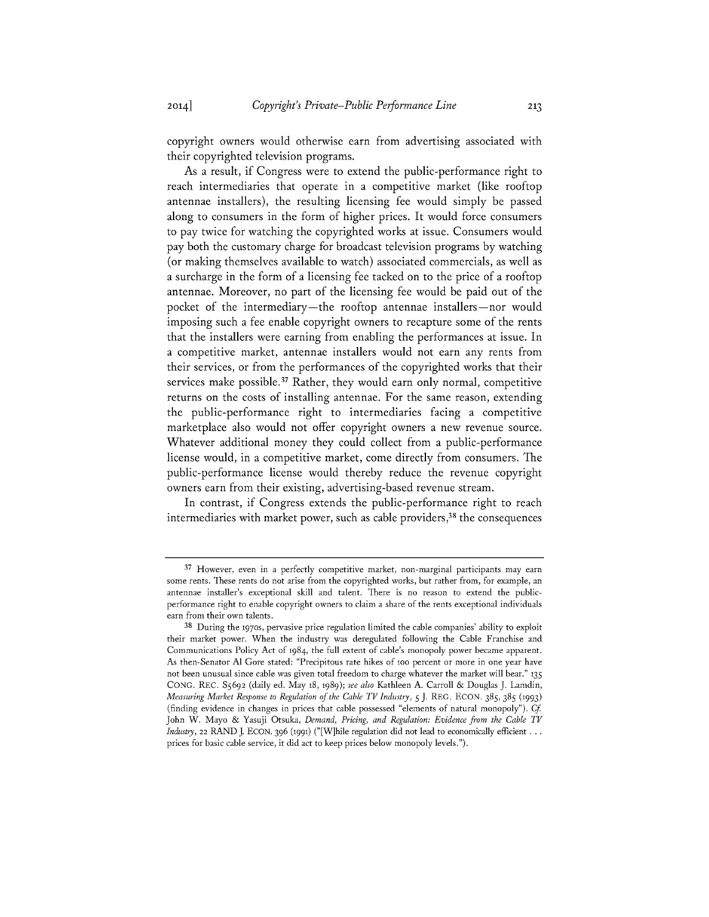copyright owners would otherwise earn from advertising associated with their copyrighted television programs.

As a result, if Congress were to extend the public-performance right to reach intermediaries that operate in a competitive market (like rooftop antennae installers), the resulting licensing fee would simply be passed along to consumers in the form of higher prices. It would force consumers to pay twice for watching the copyrighted works at issue. Consumers would pay both the customary charge for broadcast television programs by watching (or making themselves available to watch) associated commercials, as well as a surcharge in the form of a licensing fee tacked on to the price of a rooftop antennae. Moreover, no part of the licensing fee would be paid out of the pocket of the intermediary—the rooftop antennae installers—nor would imposing such a fee enable copyright owners to recapture some of the rents that the installers were earning from enabling the performances at issue. In a competitive market, antennae installers would not earn any rents from their services, or from the performances of the copyrighted works that their services make possible.[37] Rather, they would earn only normal, competitive returns on the costs of installing antennae. For the same reason, extending the public-performance right to intermediaries facing a competitive marketplace also would not offer copyright owners a new revenue source. Whatever additional money they could collect from a public-performance license would, in a competitive market, come directly from consumers. The public-performance license would thereby reduce the revenue copyright owners earn from their existing, advertising-based revenue stream.

In contrast, if Congress extends the public-performance right to reach intermediaries with market power, such as cable providers,[38] the consequences

---

[37] However, even in a perfectly competitive market, non-marginal participants may earn some rents. These rents do not arise from the copyrighted works, but rather from, for example, an antennae installer's exceptional skill and talent. There is no reason to extend the public-performance right to enable copyright owners to claim a share of the rents exceptional individuals earn from their own talents.

[38] During the 1970s, pervasive price regulation limited the cable companies' ability to exploit their market power. When the industry was deregulated following the Cable Franchise and Communications Policy Act of 1984, the full extent of cable's monopoly power became apparent. As then-Senator Al Gore stated: "Precipitous rate hikes of 100 percent or more in one year have not been unusual since cable was given total freedom to charge whatever the market will bear." 135 CONG. REC. S5692 (daily ed. May 18, 1989); *see also* Kathleen A. Carroll & Douglas J. Lamdin, *Measuring Market Response to Regulation of the Cable TV Industry*, 5 J. REG. ECON. 385, 385 (1993) (finding evidence in changes in prices that cable possessed "elements of natural monopoly"). *Cf.* John W. Mayo & Yasuji Otsuka, *Demand, Pricing, and Regulation: Evidence from the Cable TV Industry*, 22 RAND J. ECON. 396 (1991) ("[W]hile regulation did not lead to economically efficient . . . prices for basic cable service, it did act to keep prices below monopoly levels.").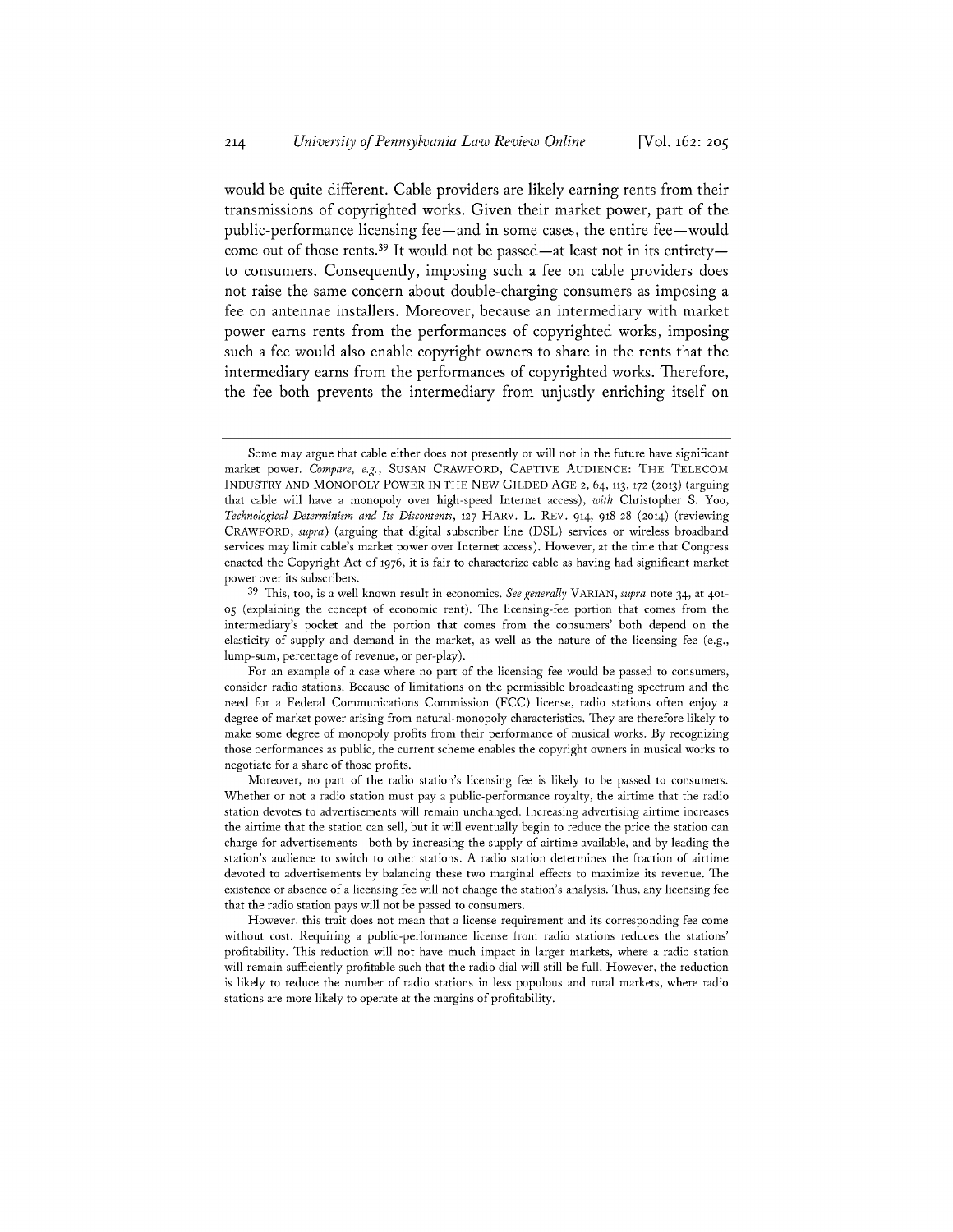would be quite different. Cable providers are likely earning rents from their transmissions of copyrighted works. Given their market power, part of the public-performance licensing fee—and in some cases, the entire fee—would come out of those rents.[39] It would not be passed—at least not in its entirety—to consumers. Consequently, imposing such a fee on cable providers does not raise the same concern about double-charging consumers as imposing a fee on antennae installers. Moreover, because an intermediary with market power earns rents from the performances of copyrighted works, imposing such a fee would also enable copyright owners to share in the rents that the intermediary earns from the performances of copyrighted works. Therefore, the fee both prevents the intermediary from unjustly enriching itself on

---

Some may argue that cable either does not presently or will not in the future have significant market power. *Compare, e.g.*, SUSAN CRAWFORD, CAPTIVE AUDIENCE: THE TELECOM INDUSTRY AND MONOPOLY POWER IN THE NEW GILDED AGE 2, 64, 113, 172 (2013) (arguing that cable will have a monopoly over high-speed Internet access), *with* Christopher S. Yoo, *Technological Determinism and Its Discontents*, 127 HARV. L. REV. 914, 918-28 (2014) (reviewing CRAWFORD, *supra*) (arguing that digital subscriber line (DSL) services or wireless broadband services may limit cable's market power over Internet access). However, at the time that Congress enacted the Copyright Act of 1976, it is fair to characterize cable as having had significant market power over its subscribers.

[39] This, too, is a well known result in economics. *See generally* VARIAN, *supra* note 34, at 401-05 (explaining the concept of economic rent). The licensing-fee portion that comes from the intermediary's pocket and the portion that comes from the consumers' both depend on the elasticity of supply and demand in the market, as well as the nature of the licensing fee (e.g., lump-sum, percentage of revenue, or per-play).

For an example of a case where no part of the licensing fee would be passed to consumers, consider radio stations. Because of limitations on the permissible broadcasting spectrum and the need for a Federal Communications Commission (FCC) license, radio stations often enjoy a degree of market power arising from natural-monopoly characteristics. They are therefore likely to make some degree of monopoly profits from their performance of musical works. By recognizing those performances as public, the current scheme enables the copyright owners in musical works to negotiate for a share of those profits.

Moreover, no part of the radio station's licensing fee is likely to be passed to consumers. Whether or not a radio station must pay a public-performance royalty, the airtime that the radio station devotes to advertisements will remain unchanged. Increasing advertising airtime increases the airtime that the station can sell, but it will eventually begin to reduce the price the station can charge for advertisements—both by increasing the supply of airtime available, and by leading the station's audience to switch to other stations. A radio station determines the fraction of airtime devoted to advertisements by balancing these two marginal effects to maximize its revenue. The existence or absence of a licensing fee will not change the station's analysis. Thus, any licensing fee that the radio station pays will not be passed to consumers.

However, this trait does not mean that a license requirement and its corresponding fee come without cost. Requiring a public-performance license from radio stations reduces the stations' profitability. This reduction will not have much impact in larger markets, where a radio station will remain sufficiently profitable such that the radio dial will still be full. However, the reduction is likely to reduce the number of radio stations in less populous and rural markets, where radio stations are more likely to operate at the margins of profitability.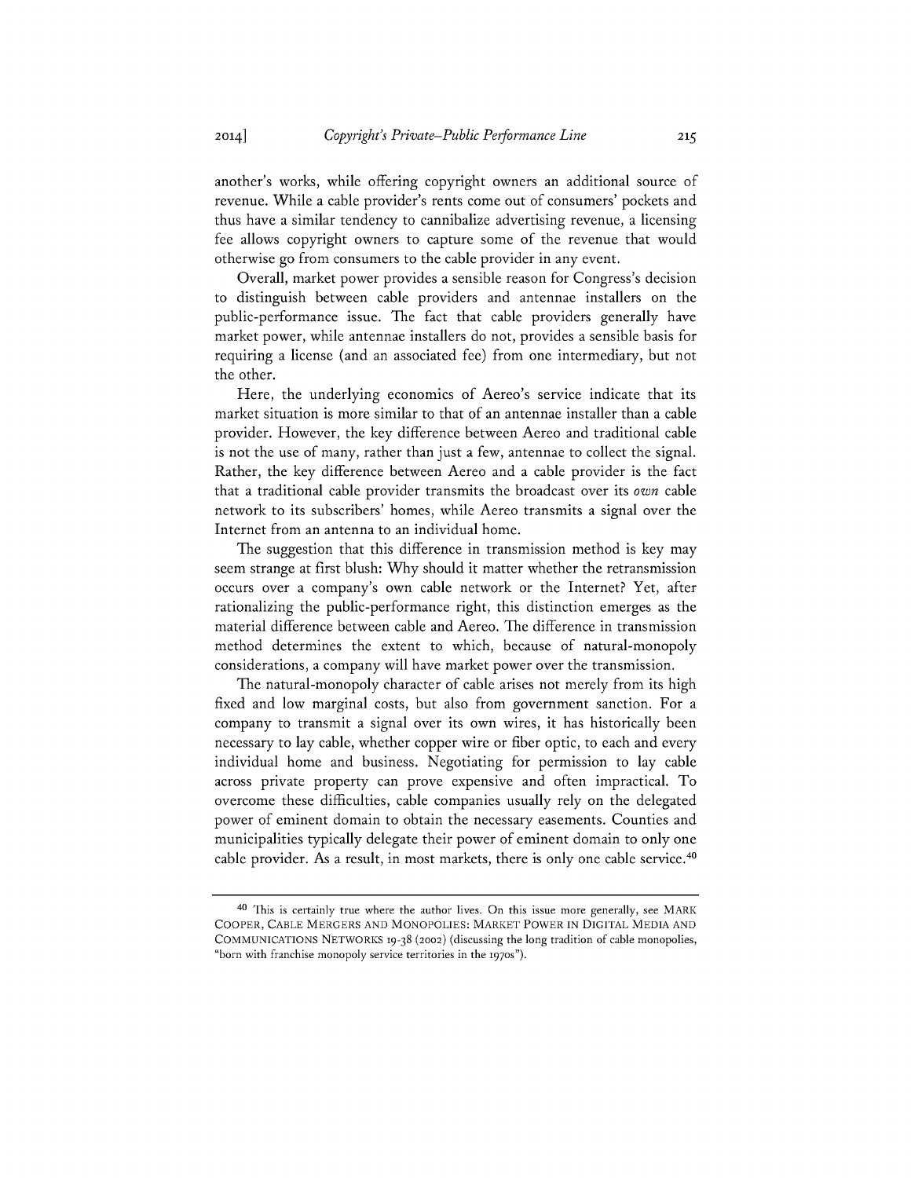another's works, while offering copyright owners an additional source of revenue. While a cable provider's rents come out of consumers' pockets and thus have a similar tendency to cannibalize advertising revenue, a licensing fee allows copyright owners to capture some of the revenue that would otherwise go from consumers to the cable provider in any event.

Overall, market power provides a sensible reason for Congress's decision to distinguish between cable providers and antennae installers on the public-performance issue. The fact that cable providers generally have market power, while antennae installers do not, provides a sensible basis for requiring a license (and an associated fee) from one intermediary, but not the other.

Here, the underlying economics of Aereo's service indicate that its market situation is more similar to that of an antennae installer than a cable provider. However, the key difference between Aereo and traditional cable is not the use of many, rather than just a few, antennae to collect the signal. Rather, the key difference between Aereo and a cable provider is the fact that a traditional cable provider transmits the broadcast over its *own* cable network to its subscribers' homes, while Aereo transmits a signal over the Internet from an antenna to an individual home.

The suggestion that this difference in transmission method is key may seem strange at first blush: Why should it matter whether the retransmission occurs over a company's own cable network or the Internet? Yet, after rationalizing the public-performance right, this distinction emerges as the material difference between cable and Aereo. The difference in transmission method determines the extent to which, because of natural-monopoly considerations, a company will have market power over the transmission.

The natural-monopoly character of cable arises not merely from its high fixed and low marginal costs, but also from government sanction. For a company to transmit a signal over its own wires, it has historically been necessary to lay cable, whether copper wire or fiber optic, to each and every individual home and business. Negotiating for permission to lay cable across private property can prove expensive and often impractical. To overcome these difficulties, cable companies usually rely on the delegated power of eminent domain to obtain the necessary easements. Counties and municipalities typically delegate their power of eminent domain to only one cable provider. As a result, in most markets, there is only one cable service.[40]

---

[40] This is certainly true where the author lives. On this issue more generally, see MARK COOPER, CABLE MERGERS AND MONOPOLIES: MARKET POWER IN DIGITAL MEDIA AND COMMUNICATIONS NETWORKS 19-38 (2002) (discussing the long tradition of cable monopolies, "born with franchise monopoly service territories in the 1970s").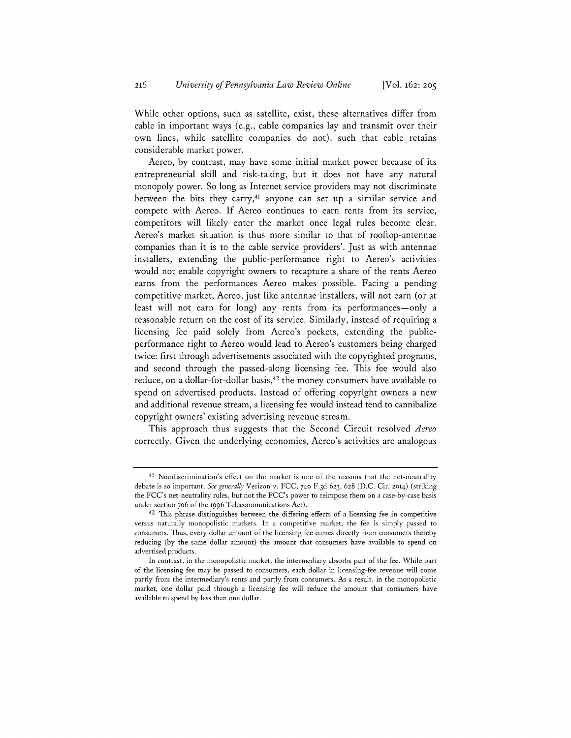While other options, such as satellite, exist, these alternatives differ from cable in important ways (e.g., cable companies lay and transmit over their own lines, while satellite companies do not), such that cable retains considerable market power.

Aereo, by contrast, may have some initial market power because of its entrepreneurial skill and risk-taking, but it does not have any natural monopoly power. So long as Internet service providers may not discriminate between the bits they carry,[41] anyone can set up a similar service and compete with Aereo. If Aereo continues to earn rents from its service, competitors will likely enter the market once legal rules become clear. Aereo's market situation is thus more similar to that of rooftop-antennae companies than it is to the cable service providers'. Just as with antennae installers, extending the public-performance right to Aereo's activities would not enable copyright owners to recapture a share of the rents Aereo earns from the performances Aereo makes possible. Facing a pending competitive market, Aereo, just like antennae installers, will not earn (or at least will not earn for long) any rents from its performances—only a reasonable return on the cost of its service. Similarly, instead of requiring a licensing fee paid solely from Aereo's pockets, extending the public-performance right to Aereo would lead to Aereo's customers being charged twice: first through advertisements associated with the copyrighted programs, and second through the passed-along licensing fee. This fee would also reduce, on a dollar-for-dollar basis,[42] the money consumers have available to spend on advertised products. Instead of offering copyright owners a new and additional revenue stream, a licensing fee would instead tend to cannibalize copyright owners' existing advertising revenue stream.

This approach thus suggests that the Second Circuit resolved *Aereo* correctly. Given the underlying economics, Aereo's activities are analogous

---

[41] Nondiscrimination's effect on the market is one of the reasons that the net-neutrality debate is so important. *See generally* Verizon v. FCC, 740 F.3d 623, 628 (D.C. Cir. 2014) (striking the FCC's net-neutrality rules, but not the FCC's power to reimpose them on a case-by-case basis under section 706 of the 1996 Telecommunications Act).

[42] This phrase distinguishes between the differing effects of a licensing fee in competitive versus naturally monopolistic markets. In a competitive market, the fee is simply passed to consumers. Thus, every dollar amount of the licensing fee comes directly from consumers thereby reducing (by the same dollar amount) the amount that consumers have available to spend on advertised products.

In contrast, in the monopolistic market, the intermediary absorbs part of the fee. While part of the licensing fee may be passed to consumers, each dollar in licensing-fee revenue will come partly from the intermediary's rents and partly from consumers. As a result, in the monopolistic market, one dollar paid through a licensing fee will reduce the amount that consumers have available to spend by less than one dollar.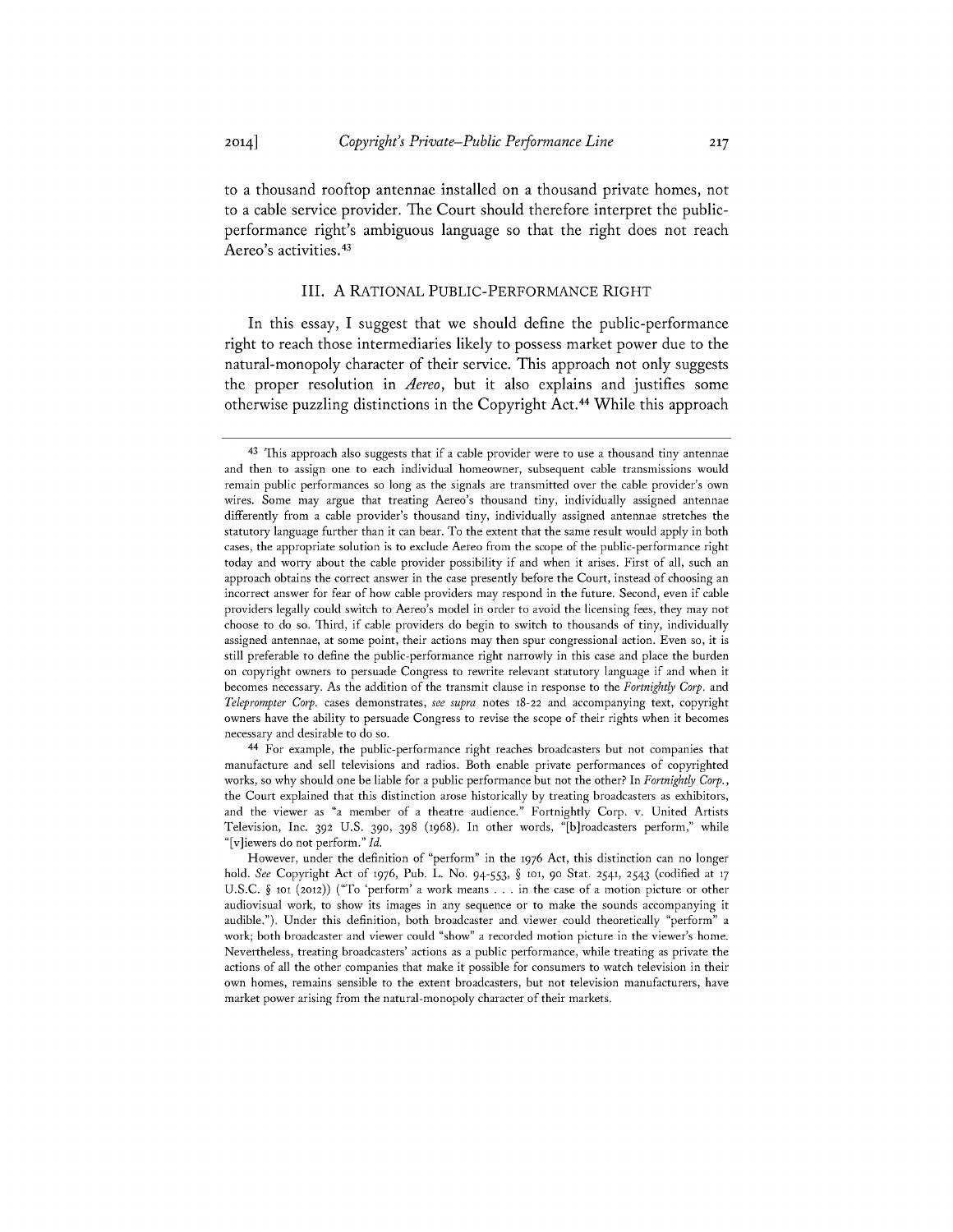to a thousand rooftop antennae installed on a thousand private homes, not to a cable service provider. The Court should therefore interpret the public-performance right's ambiguous language so that the right does not reach Aereo's activities.[43]

## III. A RATIONAL PUBLIC-PERFORMANCE RIGHT

In this essay, I suggest that we should define the public-performance right to reach those intermediaries likely to possess market power due to the natural-monopoly character of their service. This approach not only suggests the proper resolution in *Aereo*, but it also explains and justifies some otherwise puzzling distinctions in the Copyright Act.[44] While this approach

---

[43] This approach also suggests that if a cable provider were to use a thousand tiny antennae and then to assign one to each individual homeowner, subsequent cable transmissions would remain public performances so long as the signals are transmitted over the cable provider's own wires. Some may argue that treating Aereo's thousand tiny, individually assigned antennae differently from a cable provider's thousand tiny, individually assigned antennae stretches the statutory language further than it can bear. To the extent that the same result would apply in both cases, the appropriate solution is to exclude Aereo from the scope of the public-performance right today and worry about the cable provider possibility if and when it arises. First of all, such an approach obtains the correct answer in the case presently before the Court, instead of choosing an incorrect answer for fear of how cable providers may respond in the future. Second, even if cable providers legally could switch to Aereo's model in order to avoid the licensing fees, they may not choose to do so. Third, if cable providers do begin to switch to thousands of tiny, individually assigned antennae, at some point, their actions may then spur congressional action. Even so, it is still preferable to define the public-performance right narrowly in this case and place the burden on copyright owners to persuade Congress to rewrite relevant statutory language if and when it becomes necessary. As the addition of the transmit clause in response to the *Fortnightly Corp.* and *Teleprompter Corp.* cases demonstrates, *see supra* notes 18-22 and accompanying text, copyright owners have the ability to persuade Congress to revise the scope of their rights when it becomes necessary and desirable to do so.

[44] For example, the public-performance right reaches broadcasters but not companies that manufacture and sell televisions and radios. Both enable private performances of copyrighted works, so why should one be liable for a public performance but not the other? In *Fortnightly Corp.*, the Court explained that this distinction arose historically by treating broadcasters as exhibitors, and the viewer as "a member of a theatre audience." Fortnightly Corp. v. United Artists Television, Inc. 392 U.S. 390, 398 (1968). In other words, "[b]roadcasters perform," while "[v]iewers do not perform." *Id.*

However, under the definition of "perform" in the 1976 Act, this distinction can no longer hold. *See* Copyright Act of 1976, Pub. L. No. 94-553, § 101, 90 Stat. 2541, 2543 (codified at 17 U.S.C. § 101 (2012)) ("To 'perform' a work means . . . in the case of a motion picture or other audiovisual work, to show its images in any sequence or to make the sounds accompanying it audible."). Under this definition, both broadcaster and viewer could theoretically "perform" a work; both broadcaster and viewer could "show" a recorded motion picture in the viewer's home. Nevertheless, treating broadcasters' actions as a public performance, while treating as private the actions of all the other companies that make it possible for consumers to watch television in their own homes, remains sensible to the extent broadcasters, but not television manufacturers, have market power arising from the natural-monopoly character of their markets.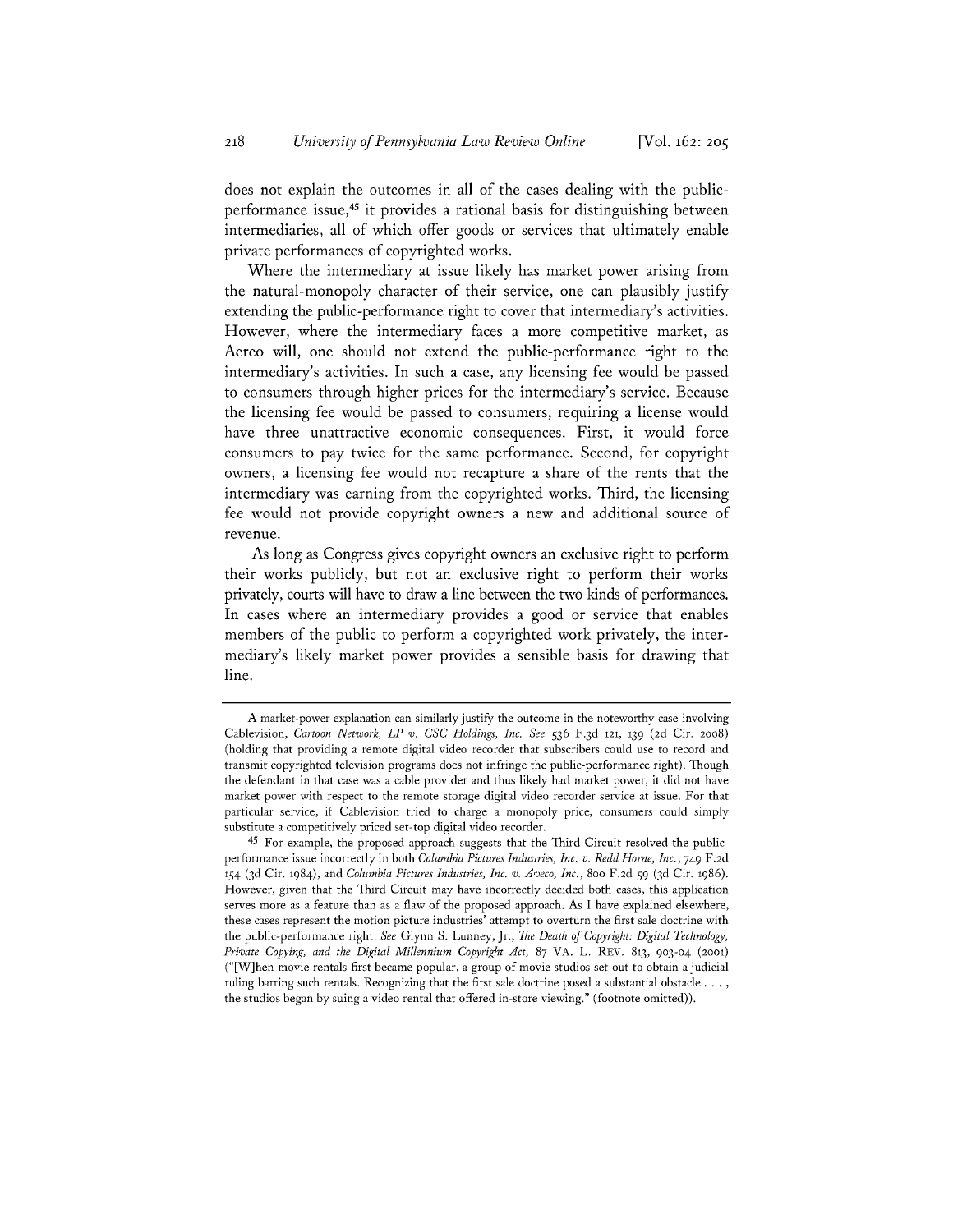does not explain the outcomes in all of the cases dealing with the public-performance issue,[45] it provides a rational basis for distinguishing between intermediaries, all of which offer goods or services that ultimately enable private performances of copyrighted works.

Where the intermediary at issue likely has market power arising from the natural-monopoly character of their service, one can plausibly justify extending the public-performance right to cover that intermediary's activities. However, where the intermediary faces a more competitive market, as Aereo will, one should not extend the public-performance right to the intermediary's activities. In such a case, any licensing fee would be passed to consumers through higher prices for the intermediary's service. Because the licensing fee would be passed to consumers, requiring a license would have three unattractive economic consequences. First, it would force consumers to pay twice for the same performance. Second, for copyright owners, a licensing fee would not recapture a share of the rents that the intermediary was earning from the copyrighted works. Third, the licensing fee would not provide copyright owners a new and additional source of revenue.

As long as Congress gives copyright owners an exclusive right to perform their works publicly, but not an exclusive right to perform their works privately, courts will have to draw a line between the two kinds of performances. In cases where an intermediary provides a good or service that enables members of the public to perform a copyrighted work privately, the intermediary's likely market power provides a sensible basis for drawing that line.

---

A market-power explanation can similarly justify the outcome in the noteworthy case involving Cablevision, *Cartoon Network, LP v. CSC Holdings, Inc. See* 536 F.3d 121, 139 (2d Cir. 2008) (holding that providing a remote digital video recorder that subscribers could use to record and transmit copyrighted television programs does not infringe the public-performance right). Though the defendant in that case was a cable provider and thus likely had market power, it did not have market power with respect to the remote storage digital video recorder service at issue. For that particular service, if Cablevision tried to charge a monopoly price, consumers could simply substitute a competitively priced set-top digital video recorder.

[45] For example, the proposed approach suggests that the Third Circuit resolved the public-performance issue incorrectly in both *Columbia Pictures Industries, Inc. v. Redd Horne, Inc.*, 749 F.2d 154 (3d Cir. 1984), and *Columbia Pictures Industries, Inc. v. Aveco, Inc.*, 800 F.2d 59 (3d Cir. 1986). However, given that the Third Circuit may have incorrectly decided both cases, this application serves more as a feature than as a flaw of the proposed approach. As I have explained elsewhere, these cases represent the motion picture industries' attempt to overturn the first sale doctrine with the public-performance right. *See* Glynn S. Lunney, Jr., *The Death of Copyright: Digital Technology, Private Copying, and the Digital Millennium Copyright Act*, 87 VA. L. REV. 813, 903-04 (2001) ("[W]hen movie rentals first became popular, a group of movie studios set out to obtain a judicial ruling barring such rentals. Recognizing that the first sale doctrine posed a substantial obstacle . . . , the studios began by suing a video rental that offered in-store viewing." (footnote omitted)).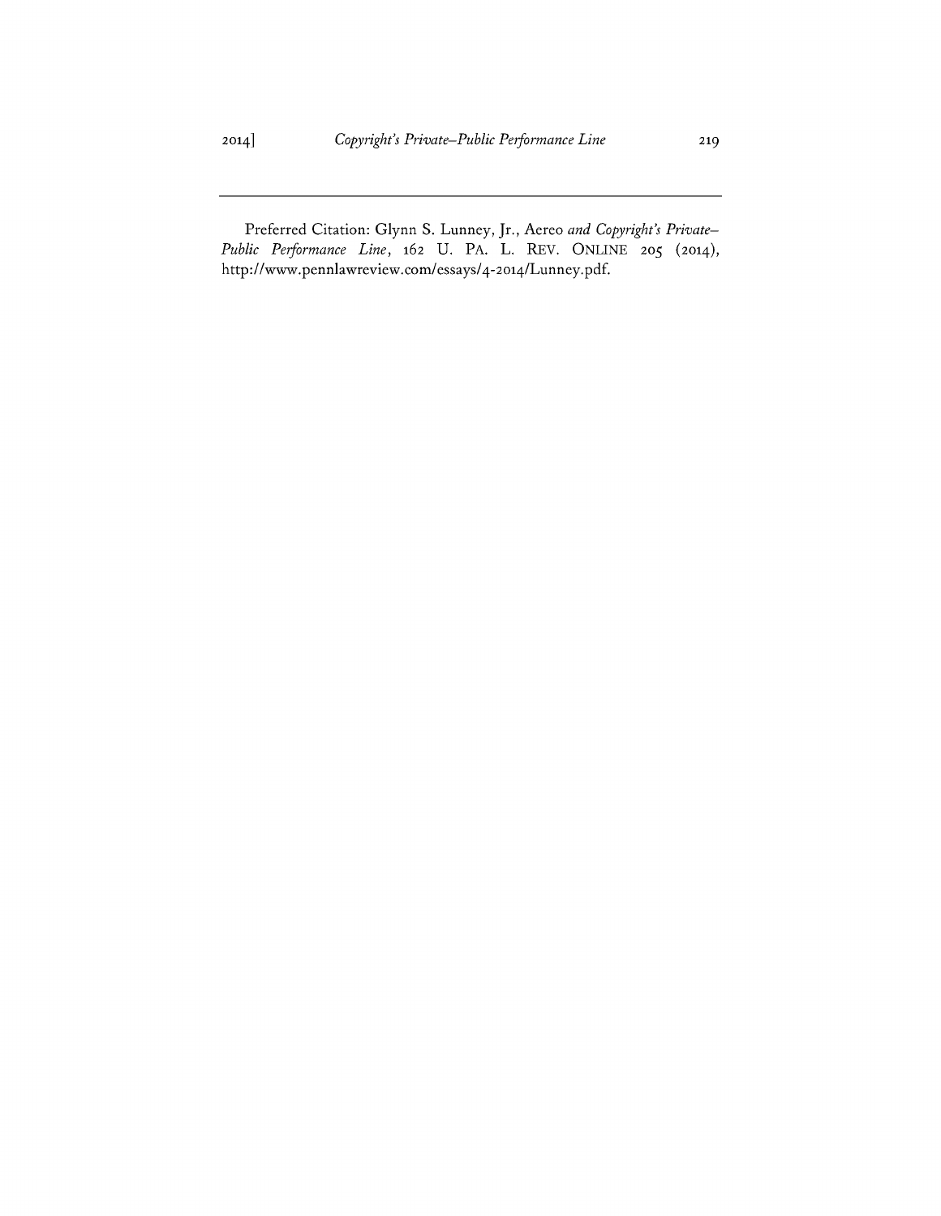Preferred Citation: Glynn S. Lunney, Jr., Aereo *and Copyright's Private–Public Performance Line*, 162 U. PA. L. REV. ONLINE 205 (2014), http://www.pennlawreview.com/essays/4-2014/Lunney.pdf.